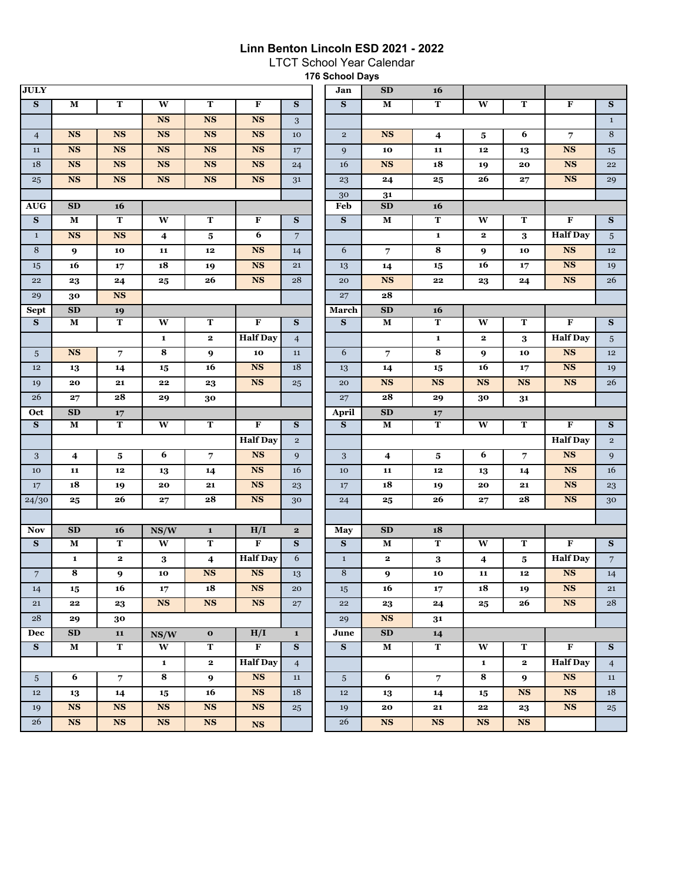# Linn Benton Lincoln ESD 2021 - 2022

LTCT School Year Calendar

**176 School Days**

| JULY | | | | | | |
|---|---|---|---|---|---|---|
| S | M | T | W | T | F | S |
| | | | NS | NS | NS | 3 |
| 4 | NS | NS | NS | NS | NS | 10 |
| 11 | NS | NS | NS | NS | NS | 17 |
| 18 | NS | NS | NS | NS | NS | 24 |
| 25 | NS | NS | NS | NS | NS | 31 |

| AUG | SD | 16 | | | | |
|---|---|---|---|---|---|---|
| S | M | T | W | T | F | S |
| 1 | NS | NS | 4 | 5 | 6 | 7 |
| 8 | 9 | 10 | 11 | 12 | NS | 14 |
| 15 | 16 | 17 | 18 | 19 | NS | 21 |
| 22 | 23 | 24 | 25 | 26 | NS | 28 |
| 29 | 30 | NS | | | | |

| Sept | SD | 19 | | | | |
|---|---|---|---|---|---|---|
| S | M | T | W | T | F | S |
| | | | 1 | 2 | Half Day | 4 |
| 5 | NS | 7 | 8 | 9 | 10 | 11 |
| 12 | 13 | 14 | 15 | 16 | NS | 18 |
| 19 | 20 | 21 | 22 | 23 | NS | 25 |
| 26 | 27 | 28 | 29 | 30 | | |

| Oct | SD | 17 | | | | |
|---|---|---|---|---|---|---|
| S | M | T | W | T | F | S |
| | | | | | Half Day | 2 |
| 3 | 4 | 5 | 6 | 7 | NS | 9 |
| 10 | 11 | 12 | 13 | 14 | NS | 16 |
| 17 | 18 | 19 | 20 | 21 | NS | 23 |
| 24/30 | 25 | 26 | 27 | 28 | NS | 30 |

| Nov | SD | 16 | NS/W | 1 | H/I | 2 |
|---|---|---|---|---|---|---|
| S | M | T | W | T | F | S |
| | 1 | 2 | 3 | 4 | Half Day | 6 |
| 7 | 8 | 9 | 10 | NS | NS | 13 |
| 14 | 15 | 16 | 17 | 18 | NS | 20 |
| 21 | 22 | 23 | NS | NS | NS | 27 |
| 28 | 29 | 30 | | | | |

| Dec | SD | 11 | NS/W | 0 | H/I | 1 |
|---|---|---|---|---|---|---|
| S | M | T | W | T | F | S |
| | | | 1 | 2 | Half Day | 4 |
| 5 | 6 | 7 | 8 | 9 | NS | 11 |
| 12 | 13 | 14 | 15 | 16 | NS | 18 |
| 19 | NS | NS | NS | NS | NS | 25 |
| 26 | NS | NS | NS | NS | NS | |

| Jan | SD | 16 | | | | |
|---|---|---|---|---|---|---|
| S | M | T | W | T | F | S |
| | | | | | | 1 |
| 2 | NS | 4 | 5 | 6 | 7 | 8 |
| 9 | 10 | 11 | 12 | 13 | NS | 15 |
| 16 | NS | 18 | 19 | 20 | NS | 22 |
| 23 | 24 | 25 | 26 | 27 | NS | 29 |
| 30 | 31 | | | | | |

| Feb | SD | 16 | | | | |
|---|---|---|---|---|---|---|
| S | M | T | W | T | F | S |
| | | 1 | 2 | 3 | Half Day | 5 |
| 6 | 7 | 8 | 9 | 10 | NS | 12 |
| 13 | 14 | 15 | 16 | 17 | NS | 19 |
| 20 | NS | 22 | 23 | 24 | NS | 26 |
| 27 | 28 | | | | | |

| March | SD | 16 | | | | |
|---|---|---|---|---|---|---|
| S | M | T | W | T | F | S |
| | | 1 | 2 | 3 | Half Day | 5 |
| 6 | 7 | 8 | 9 | 10 | NS | 12 |
| 13 | 14 | 15 | 16 | 17 | NS | 19 |
| 20 | NS | NS | NS | NS | NS | 26 |
| 27 | 28 | 29 | 30 | 31 | | |

| April | SD | 17 | | | | |
|---|---|---|---|---|---|---|
| S | M | T | W | T | F | S |
| | | | | | Half Day | 2 |
| 3 | 4 | 5 | 6 | 7 | NS | 9 |
| 10 | 11 | 12 | 13 | 14 | NS | 16 |
| 17 | 18 | 19 | 20 | 21 | NS | 23 |
| 24 | 25 | 26 | 27 | 28 | NS | 30 |

| May | SD | 18 | | | | |
|---|---|---|---|---|---|---|
| S | M | T | W | T | F | S |
| 1 | 2 | 3 | 4 | 5 | Half Day | 7 |
| 8 | 9 | 10 | 11 | 12 | NS | 14 |
| 15 | 16 | 17 | 18 | 19 | NS | 21 |
| 22 | 23 | 24 | 25 | 26 | NS | 28 |
| 29 | NS | 31 | | | | |

| June | SD | 14 | | | | |
|---|---|---|---|---|---|---|
| S | M | T | W | T | F | S |
| | | | 1 | 2 | Half Day | 4 |
| 5 | 6 | 7 | 8 | 9 | NS | 11 |
| 12 | 13 | 14 | 15 | NS | NS | 18 |
| 19 | 20 | 21 | 22 | 23 | NS | 25 |
| 26 | NS | NS | NS | NS | | |